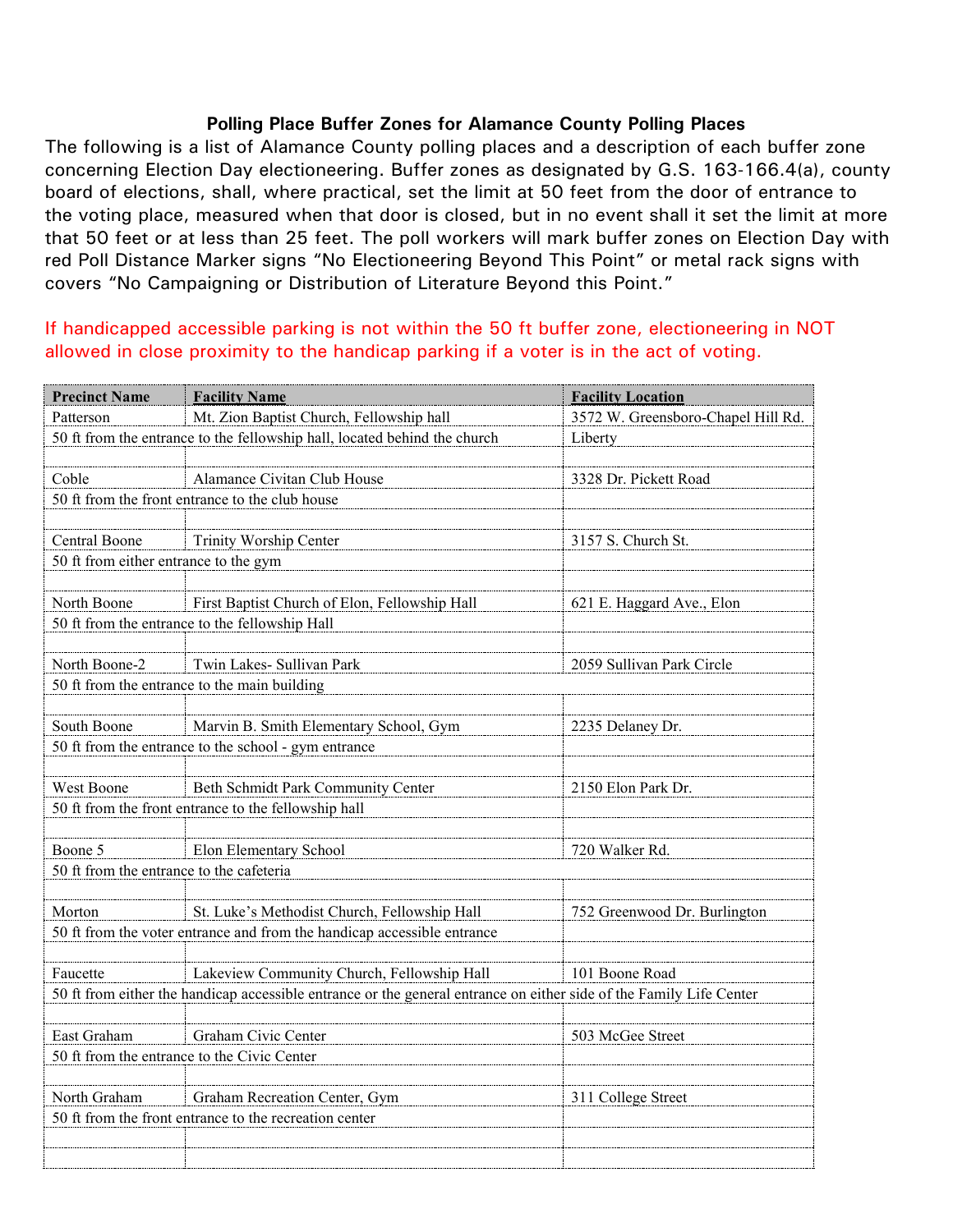## Polling Place Buffer Zones for Alamance County Polling Places

The following is a list of Alamance County polling places and a description of each buffer zone concerning Election Day electioneering. Buffer zones as designated by G.S. 163-166.4(a), county board of elections, shall, where practical, set the limit at 50 feet from the door of entrance to the voting place, measured when that door is closed, but in no event shall it set the limit at more that 50 feet or at less than 25 feet. The poll workers will mark buffer zones on Election Day with red Poll Distance Marker signs "No Electioneering Beyond This Point" or metal rack signs with covers "No Campaigning or Distribution of Literature Beyond this Point."

If handicapped accessible parking is not within the 50 ft buffer zone, electioneering in NOT allowed in close proximity to the handicap parking if a voter is in the act of voting.

| Precinct Name | Facility Name | Facility Location |
|---|---|---|
| Patterson | Mt. Zion Baptist Church, Fellowship hall | 3572 W. Greensboro-Chapel Hill Rd. |
| 50 ft from the entrance to the fellowship hall, located behind the church | | Liberty |
| | | |
| Coble | Alamance Civitan Club House | 3328 Dr. Pickett Road |
| 50 ft from the front entrance to the club house | | |
| | | |
| Central Boone | Trinity Worship Center | 3157 S. Church St. |
| 50 ft from either entrance to the gym | | |
| | | |
| North Boone | First Baptist Church of Elon, Fellowship Hall | 621 E. Haggard Ave., Elon |
| 50 ft from the entrance to the fellowship Hall | | |
| | | |
| North Boone-2 | Twin Lakes- Sullivan Park | 2059 Sullivan Park Circle |
| 50 ft from the entrance to the main building | | |
| | | |
| South Boone | Marvin B. Smith Elementary School, Gym | 2235 Delaney Dr. |
| 50 ft from the entrance to the school - gym entrance | | |
| | | |
| West Boone | Beth Schmidt Park Community Center | 2150 Elon Park Dr. |
| 50 ft from the front entrance to the fellowship hall | | |
| | | |
| Boone 5 | Elon Elementary School | 720 Walker Rd. |
| 50 ft from the entrance to the cafeteria | | |
| | | |
| Morton | St. Luke's Methodist Church, Fellowship Hall | 752 Greenwood Dr. Burlington |
| 50 ft from the voter entrance and from the handicap accessible entrance | | |
| | | |
| Faucette | Lakeview Community Church, Fellowship Hall | 101 Boone Road |
| 50 ft from either the handicap accessible entrance or the general entrance on either side of the Family Life Center | | |
| | | |
| East Graham | Graham Civic Center | 503 McGee Street |
| 50 ft from the entrance to the Civic Center | | |
| | | |
| North Graham | Graham Recreation Center, Gym | 311 College Street |
| 50 ft from the front entrance to the recreation center | | |
| | | |
| | | |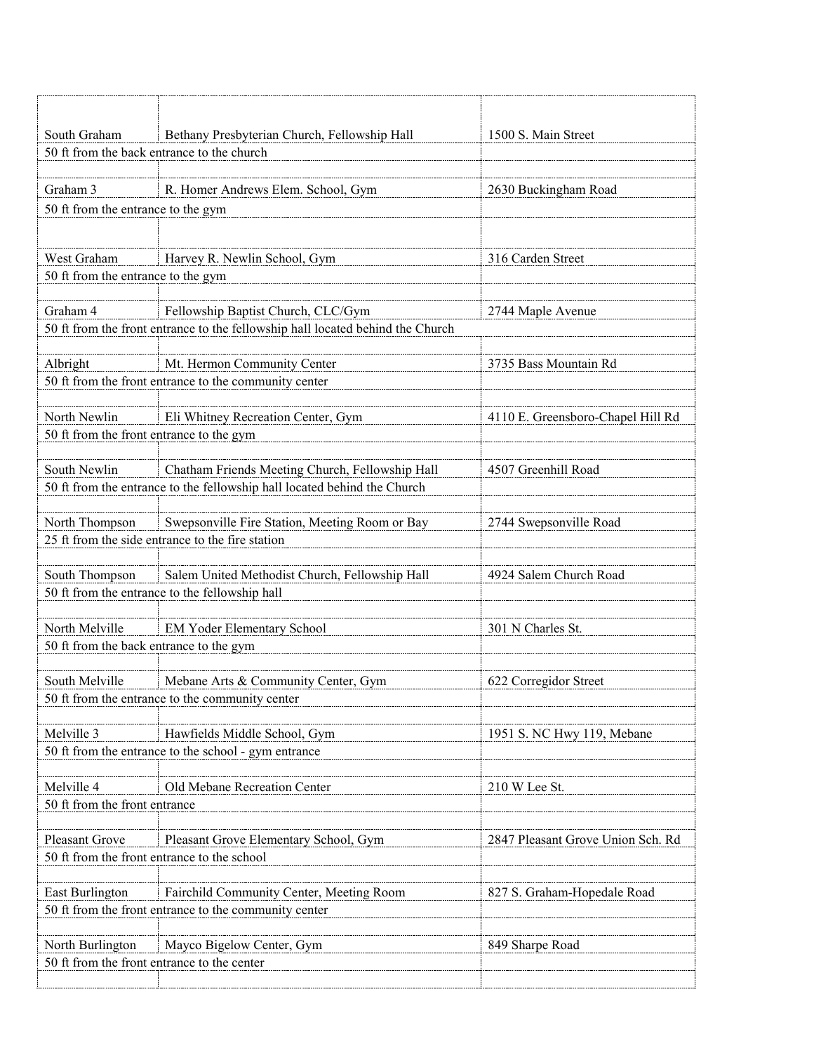| | | |
|---|---|---|
| South Graham | Bethany Presbyterian Church, Fellowship Hall | 1500 S. Main Street |
| 50 ft from the back entrance to the church | | |
| | | |
| Graham 3 | R. Homer Andrews Elem. School, Gym | 2630 Buckingham Road |
| 50 ft from the entrance to the gym | | |
| | | |
| West Graham | Harvey R. Newlin School, Gym | 316 Carden Street |
| 50 ft from the entrance to the gym | | |
| | | |
| Graham 4 | Fellowship Baptist Church, CLC/Gym | 2744 Maple Avenue |
| 50 ft from the front entrance to the fellowship hall located behind the Church | | |
| | | |
| Albright | Mt. Hermon Community Center | 3735 Bass Mountain Rd |
| 50 ft from the front entrance to the community center | | |
| | | |
| North Newlin | Eli Whitney Recreation Center, Gym | 4110 E. Greensboro-Chapel Hill Rd |
| 50 ft from the front entrance to the gym | | |
| | | |
| South Newlin | Chatham Friends Meeting Church, Fellowship Hall | 4507 Greenhill Road |
| 50 ft from the entrance to the fellowship hall located behind the Church | | |
| | | |
| North Thompson | Swepsonville Fire Station, Meeting Room or Bay | 2744 Swepsonville Road |
| 25 ft from the side entrance to the fire station | | |
| | | |
| South Thompson | Salem United Methodist Church, Fellowship Hall | 4924 Salem Church Road |
| 50 ft from the entrance to the fellowship hall | | |
| | | |
| North Melville | EM Yoder Elementary School | 301 N Charles St. |
| 50 ft from the back entrance to the gym | | |
| | | |
| South Melville | Mebane Arts & Community Center, Gym | 622 Corregidor Street |
| 50 ft from the entrance to the community center | | |
| | | |
| Melville 3 | Hawfields Middle School, Gym | 1951 S. NC Hwy 119, Mebane |
| 50 ft from the entrance to the school - gym entrance | | |
| | | |
| Melville 4 | Old Mebane Recreation Center | 210 W Lee St. |
| 50 ft from the front entrance | | |
| | | |
| Pleasant Grove | Pleasant Grove Elementary School, Gym | 2847 Pleasant Grove Union Sch. Rd |
| 50 ft from the front entrance to the school | | |
| | | |
| East Burlington | Fairchild Community Center, Meeting Room | 827 S. Graham-Hopedale Road |
| 50 ft from the front entrance to the community center | | |
| | | |
| North Burlington | Mayco Bigelow Center, Gym | 849 Sharpe Road |
| 50 ft from the front entrance to the center | | |
| | | |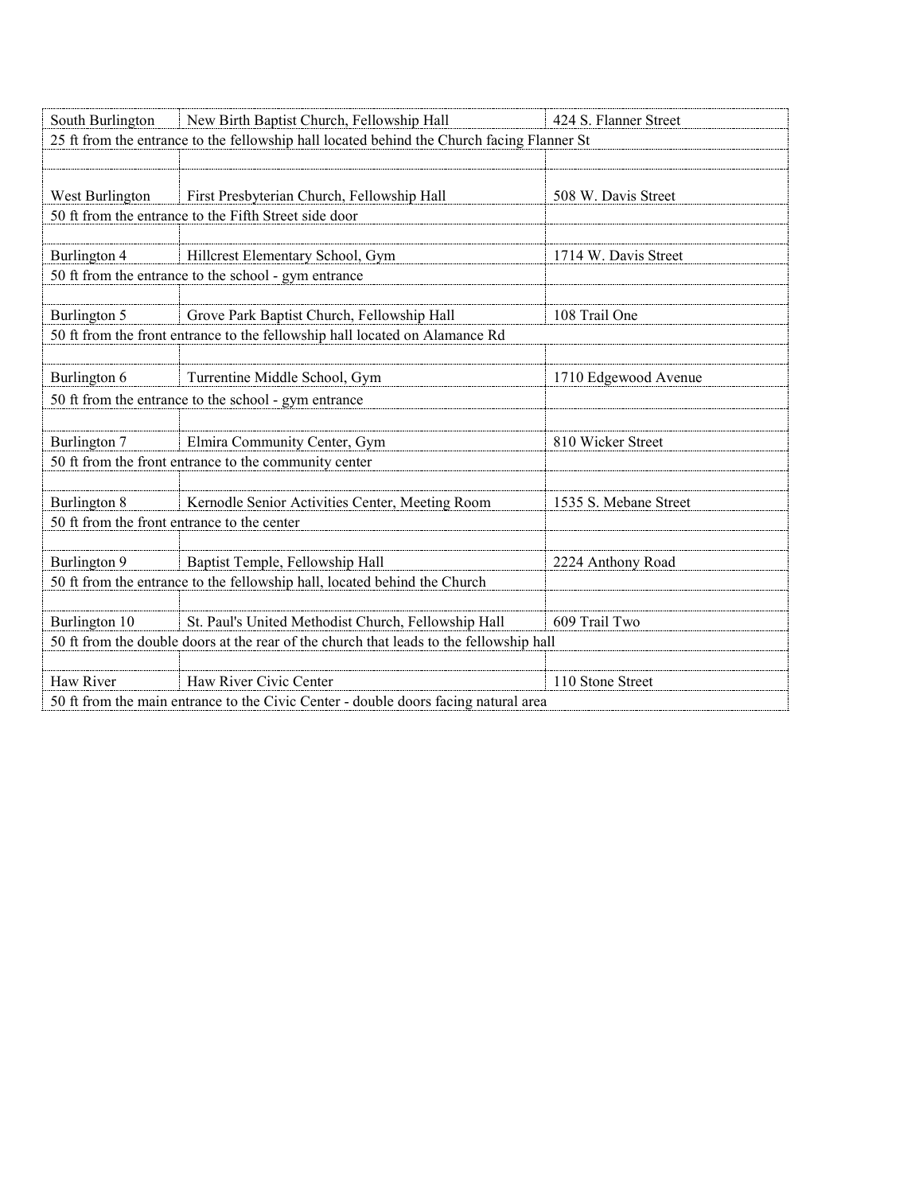| | | |
|---|---|---|
| South Burlington | New Birth Baptist Church, Fellowship Hall | 424 S. Flanner Street |
| 25 ft from the entrance to the fellowship hall located behind the Church facing Flanner St | | |
| | | |
| West Burlington | First Presbyterian Church, Fellowship Hall | 508 W. Davis Street |
| 50 ft from the entrance to the Fifth Street side door | | |
| | | |
| Burlington 4 | Hillcrest Elementary School, Gym | 1714 W. Davis Street |
| 50 ft from the entrance to the school - gym entrance | | |
| | | |
| Burlington 5 | Grove Park Baptist Church, Fellowship Hall | 108 Trail One |
| 50 ft from the front entrance to the fellowship hall located on Alamance Rd | | |
| | | |
| Burlington 6 | Turrentine Middle School, Gym | 1710 Edgewood Avenue |
| 50 ft from the entrance to the school - gym entrance | | |
| | | |
| Burlington 7 | Elmira Community Center, Gym | 810 Wicker Street |
| 50 ft from the front entrance to the community center | | |
| | | |
| Burlington 8 | Kernodle Senior Activities Center, Meeting Room | 1535 S. Mebane Street |
| 50 ft from the front entrance to the center | | |
| | | |
| Burlington 9 | Baptist Temple, Fellowship Hall | 2224 Anthony Road |
| 50 ft from the entrance to the fellowship hall, located behind the Church | | |
| | | |
| Burlington 10 | St. Paul's United Methodist Church, Fellowship Hall | 609 Trail Two |
| 50 ft from the double doors at the rear of the church that leads to the fellowship hall | | |
| | | |
| Haw River | Haw River Civic Center | 110 Stone Street |
| 50 ft from the main entrance to the Civic Center - double doors facing natural area | | |